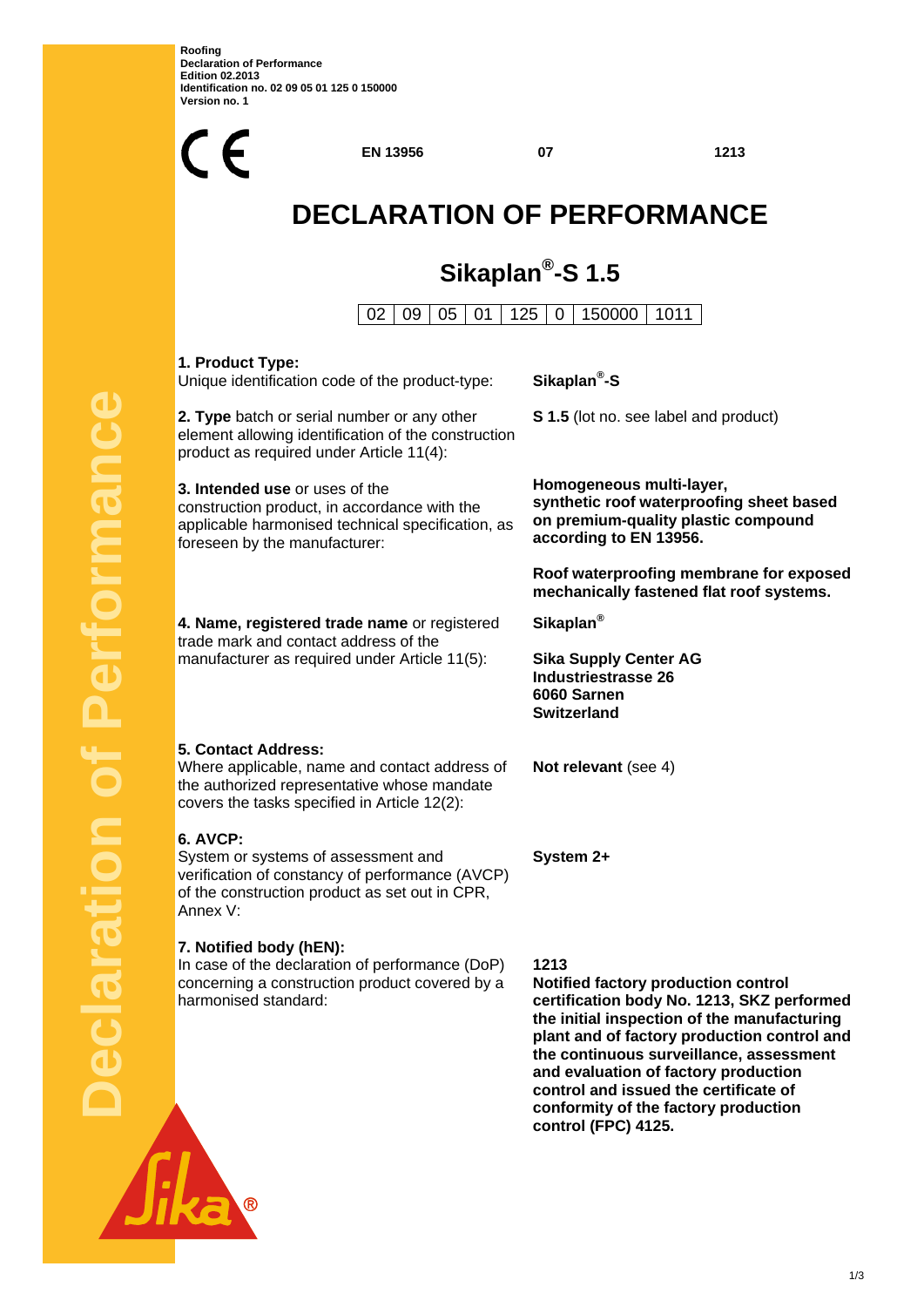Roofing
Declaration of Performance
Edition 02.2013
Identification no. 02 09 05 01 125 0 150000
Version no. 1

CE | EN 13956 | 07 | 1213

# DECLARATION OF PERFORMANCE

## Sikaplan®-S 1.5

| 02 | 09 | 05 | 01 | 125 | 0 | 150000 | 1011 |
|---|---|---|---|---|---|---|---|

**1. Product Type:**
Unique identification code of the product-type: **Sikaplan®-S**

**2. Type** batch or serial number or any other element allowing identification of the construction product as required under Article 11(4): **S 1.5** (lot no. see label and product)

**3. Intended use** or uses of the construction product, in accordance with the applicable harmonised technical specification, as foreseen by the manufacturer:

**Homogeneous multi-layer, synthetic roof waterproofing sheet based on premium-quality plastic compound according to EN 13956.**

**Roof waterproofing membrane for exposed mechanically fastened flat roof systems.**

**4. Name, registered trade name** or registered trade mark and contact address of the manufacturer as required under Article 11(5):

**Sikaplan®**

**Sika Supply Center AG**
**Industriestrasse 26**
**6060 Sarnen**
**Switzerland**

**5. Contact Address:**
Where applicable, name and contact address of the authorized representative whose mandate covers the tasks specified in Article 12(2): **Not relevant** (see 4)

**6. AVCP:**
System or systems of assessment and verification of constancy of performance (AVCP) of the construction product as set out in CPR, Annex V: **System 2+**

**7. Notified body (hEN):**
In case of the declaration of performance (DoP) concerning a construction product covered by a harmonised standard:

**1213**
**Notified factory production control certification body No. 1213, SKZ performed the initial inspection of the manufacturing plant and of factory production control and the continuous surveillance, assessment and evaluation of factory production control and issued the certificate of conformity of the factory production control (FPC) 4125.**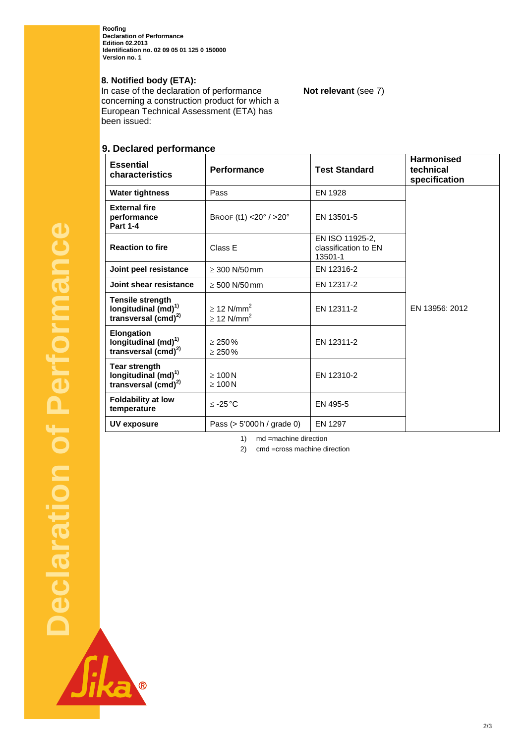## 8. Notified body (ETA):

In case of the declaration of performance concerning a construction product for which a European Technical Assessment (ETA) has been issued:

**Not relevant** (see 7)

## 9. Declared performance

| Essential characteristics | Performance | Test Standard | Harmonised technical specification |
|---|---|---|---|
| **Water tightness** | Pass | EN 1928 | EN 13956: 2012 |
| **External fire performance Part 1-4** | BROOF (t1) <20° / >20° | EN 13501-5 | |
| **Reaction to fire** | Class E | EN ISO 11925-2, classification to EN 13501-1 | |
| **Joint peel resistance** | ≥ 300 N/50 mm | EN 12316-2 | |
| **Joint shear resistance** | ≥ 500 N/50 mm | EN 12317-2 | |
| **Tensile strength longitudinal (md)[1) ] transversal (cmd)[2)]** | ≥ 12 N/mm$^2$ ≥ 12 N/mm$^2$ | EN 12311-2 | |
| **Elongation longitudinal (md)[1)] transversal (cmd)[2)]** | ≥ 250 % ≥ 250 % | EN 12311-2 | |
| **Tear strength longitudinal (md)[1)] transversal (cmd)[2)]** | ≥ 100 N ≥ 100 N | EN 12310-2 | |
| **Foldability at low temperature** | ≤ -25 °C | EN 495-5 | |
| **UV exposure** | Pass (> 5'000 h / grade 0) | EN 1297 | |

1) md =machine direction

2) cmd =cross machine direction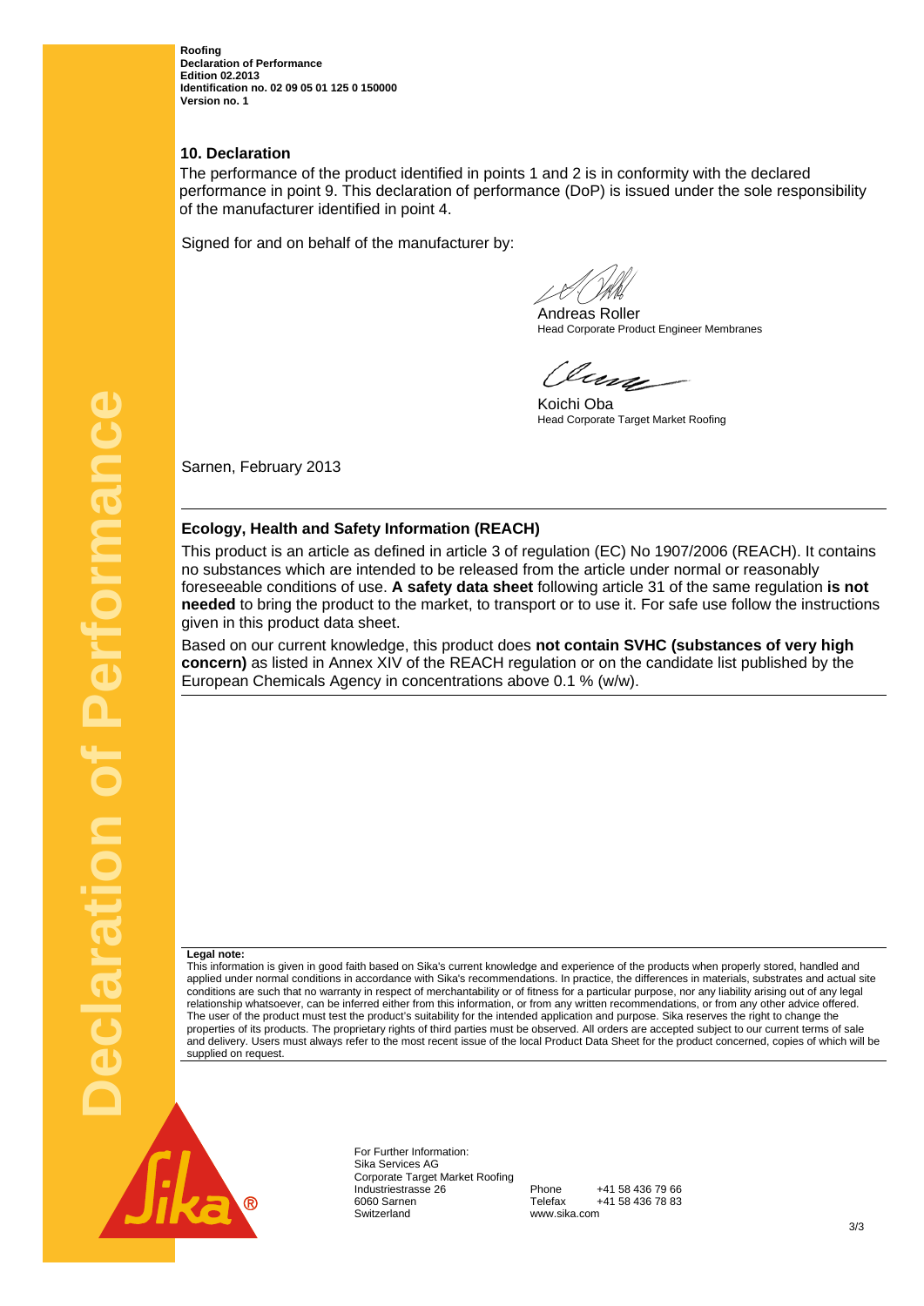**Roofing**
**Declaration of Performance**
**Edition 02.2013**
**Identification no. 02 09 05 01 125 0 150000**
**Version no. 1**

## 10. Declaration

The performance of the product identified in points 1 and 2 is in conformity with the declared performance in point 9. This declaration of performance (DoP) is issued under the sole responsibility of the manufacturer identified in point 4.

Signed for and on behalf of the manufacturer by:

Andreas Roller
Head Corporate Product Engineer Membranes

Koichi Oba
Head Corporate Target Market Roofing

Sarnen, February 2013

## Ecology, Health and Safety Information (REACH)

This product is an article as defined in article 3 of regulation (EC) No 1907/2006 (REACH). It contains no substances which are intended to be released from the article under normal or reasonably foreseeable conditions of use. **A safety data sheet** following article 31 of the same regulation **is not needed** to bring the product to the market, to transport or to use it. For safe use follow the instructions given in this product data sheet.

Based on our current knowledge, this product does **not contain SVHC (substances of very high concern)** as listed in Annex XIV of the REACH regulation or on the candidate list published by the European Chemicals Agency in concentrations above 0.1 % (w/w).

**Legal note:**
This information is given in good faith based on Sika's current knowledge and experience of the products when properly stored, handled and applied under normal conditions in accordance with Sika's recommendations. In practice, the differences in materials, substrates and actual site conditions are such that no warranty in respect of merchantability or of fitness for a particular purpose, nor any liability arising out of any legal relationship whatsoever, can be inferred either from this information, or from any written recommendations, or from any other advice offered. The user of the product must test the product's suitability for the intended application and purpose. Sika reserves the right to change the properties of its products. The proprietary rights of third parties must be observed. All orders are accepted subject to our current terms of sale and delivery. Users must always refer to the most recent issue of the local Product Data Sheet for the product concerned, copies of which will be supplied on request.

For Further Information:
Sika Services AG
Corporate Target Market Roofing
Industriestrasse 26
6060 Sarnen
Switzerland

Phone +41 58 436 79 66
Telefax +41 58 436 78 83
www.sika.com